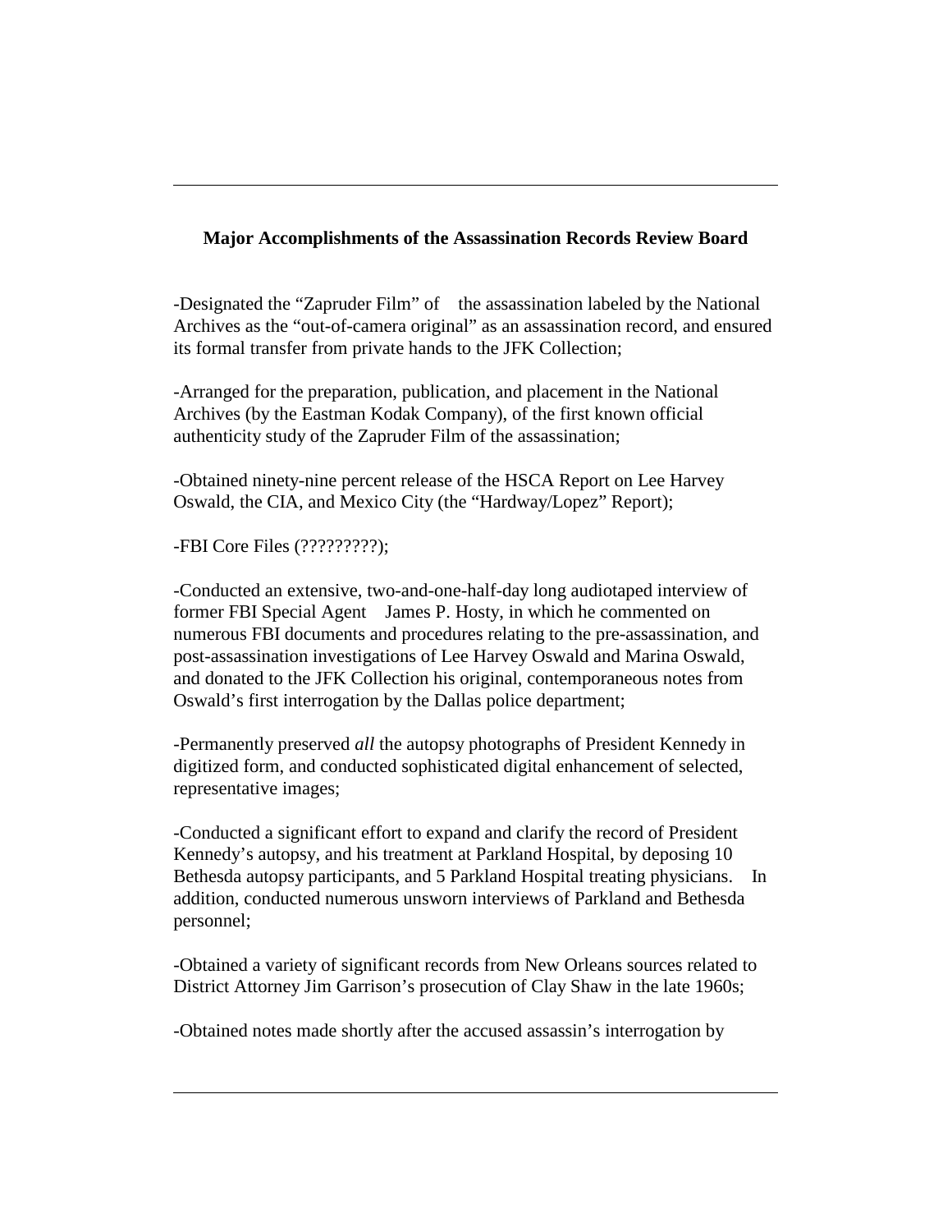**Major Accomplishments of the Assassination Records Review Board**

-Designated the "Zapruder Film" of the assassination labeled by the National Archives as the "out-of-camera original" as an assassination record, and ensured its formal transfer from private hands to the JFK Collection;

-Arranged for the preparation, publication, and placement in the National Archives (by the Eastman Kodak Company), of the first known official authenticity study of the Zapruder Film of the assassination;

-Obtained ninety-nine percent release of the HSCA Report on Lee Harvey Oswald, the CIA, and Mexico City (the "Hardway/Lopez" Report);

-FBI Core Files (?????????);

-Conducted an extensive, two-and-one-half-day long audiotaped interview of former FBI Special Agent James P. Hosty, in which he commented on numerous FBI documents and procedures relating to the pre-assassination, and post-assassination investigations of Lee Harvey Oswald and Marina Oswald, and donated to the JFK Collection his original, contemporaneous notes from Oswald's first interrogation by the Dallas police department;

-Permanently preserved *all* the autopsy photographs of President Kennedy in digitized form, and conducted sophisticated digital enhancement of selected, representative images;

-Conducted a significant effort to expand and clarify the record of President Kennedy's autopsy, and his treatment at Parkland Hospital, by deposing 10 Bethesda autopsy participants, and 5 Parkland Hospital treating physicians. In addition, conducted numerous unsworn interviews of Parkland and Bethesda personnel;

-Obtained a variety of significant records from New Orleans sources related to District Attorney Jim Garrison's prosecution of Clay Shaw in the late 1960s;

-Obtained notes made shortly after the accused assassin's interrogation by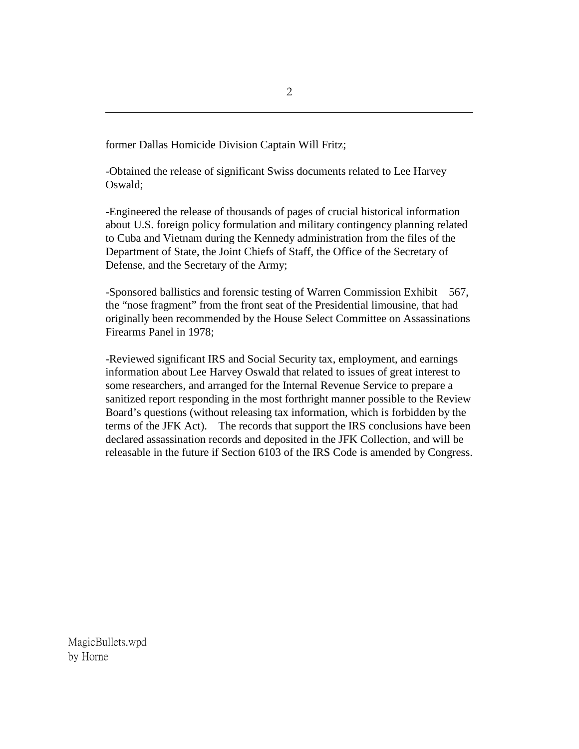former Dallas Homicide Division Captain Will Fritz;

-Obtained the release of significant Swiss documents related to Lee Harvey Oswald;

-Engineered the release of thousands of pages of crucial historical information about U.S. foreign policy formulation and military contingency planning related to Cuba and Vietnam during the Kennedy administration from the files of the Department of State, the Joint Chiefs of Staff, the Office of the Secretary of Defense, and the Secretary of the Army;

-Sponsored ballistics and forensic testing of Warren Commission Exhibit 567, the "nose fragment" from the front seat of the Presidential limousine, that had originally been recommended by the House Select Committee on Assassinations Firearms Panel in 1978;

-Reviewed significant IRS and Social Security tax, employment, and earnings information about Lee Harvey Oswald that related to issues of great interest to some researchers, and arranged for the Internal Revenue Service to prepare a sanitized report responding in the most forthright manner possible to the Review Board's questions (without releasing tax information, which is forbidden by the terms of the JFK Act). The records that support the IRS conclusions have been declared assassination records and deposited in the JFK Collection, and will be releasable in the future if Section 6103 of the IRS Code is amended by Congress.